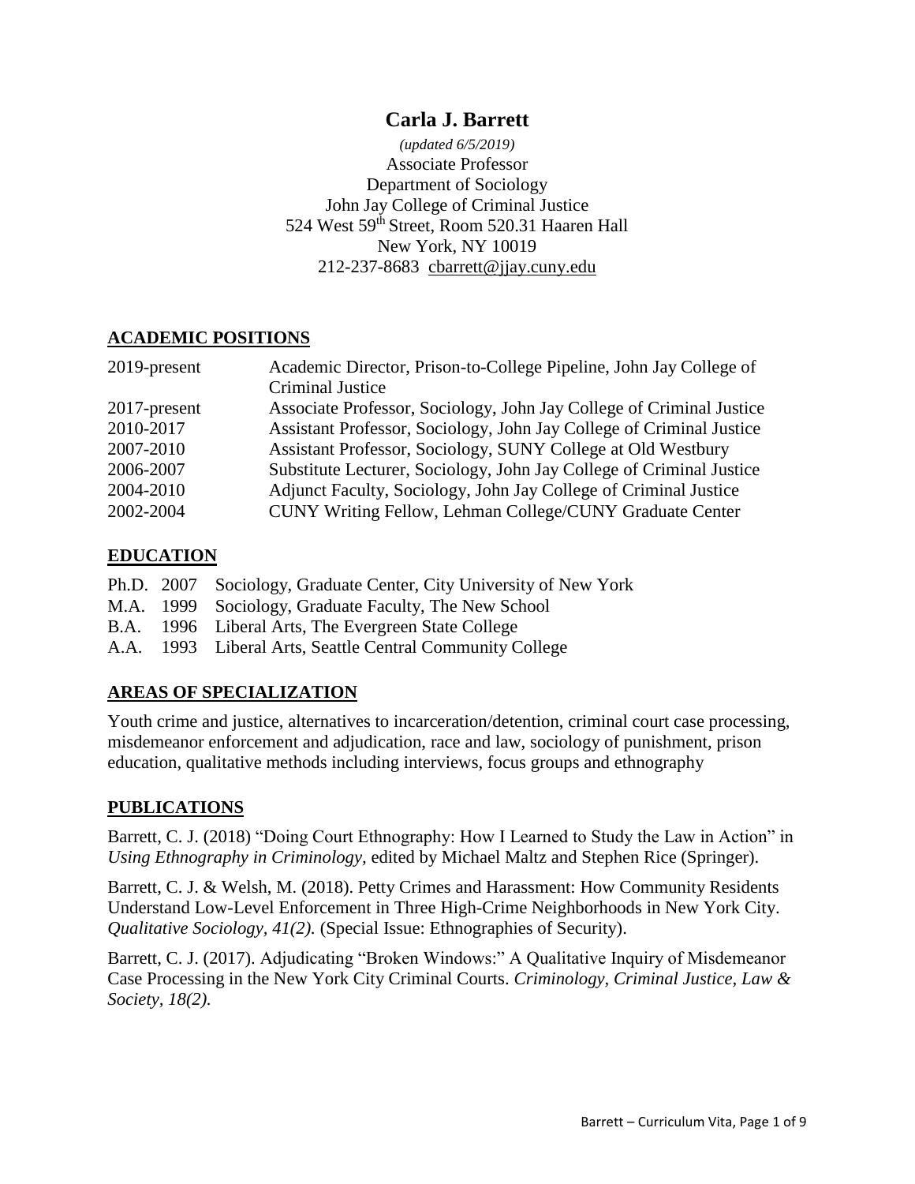# Carla J. Barrett

*(updated 6/5/2019)*

Associate Professor
Department of Sociology
John Jay College of Criminal Justice
524 West 59th Street, Room 520.31 Haaren Hall
New York, NY 10019
212-237-8683 cbarrett@jjay.cuny.edu

## ACADEMIC POSITIONS

| | |
|---|---|
| 2019-present | Academic Director, Prison-to-College Pipeline, John Jay College of Criminal Justice |
| 2017-present | Associate Professor, Sociology, John Jay College of Criminal Justice |
| 2010-2017 | Assistant Professor, Sociology, John Jay College of Criminal Justice |
| 2007-2010 | Assistant Professor, Sociology, SUNY College at Old Westbury |
| 2006-2007 | Substitute Lecturer, Sociology, John Jay College of Criminal Justice |
| 2004-2010 | Adjunct Faculty, Sociology, John Jay College of Criminal Justice |
| 2002-2004 | CUNY Writing Fellow, Lehman College/CUNY Graduate Center |

## EDUCATION

| | | |
|---|---|---|
| Ph.D. | 2007 | Sociology, Graduate Center, City University of New York |
| M.A. | 1999 | Sociology, Graduate Faculty, The New School |
| B.A. | 1996 | Liberal Arts, The Evergreen State College |
| A.A. | 1993 | Liberal Arts, Seattle Central Community College |

## AREAS OF SPECIALIZATION

Youth crime and justice, alternatives to incarceration/detention, criminal court case processing, misdemeanor enforcement and adjudication, race and law, sociology of punishment, prison education, qualitative methods including interviews, focus groups and ethnography

## PUBLICATIONS

Barrett, C. J. (2018) "Doing Court Ethnography: How I Learned to Study the Law in Action" in *Using Ethnography in Criminology,* edited by Michael Maltz and Stephen Rice (Springer).

Barrett, C. J. & Welsh, M. (2018). Petty Crimes and Harassment: How Community Residents Understand Low-Level Enforcement in Three High-Crime Neighborhoods in New York City. *Qualitative Sociology, 41(2).* (Special Issue: Ethnographies of Security).

Barrett, C. J. (2017). Adjudicating "Broken Windows:" A Qualitative Inquiry of Misdemeanor Case Processing in the New York City Criminal Courts. *Criminology, Criminal Justice, Law & Society, 18(2).*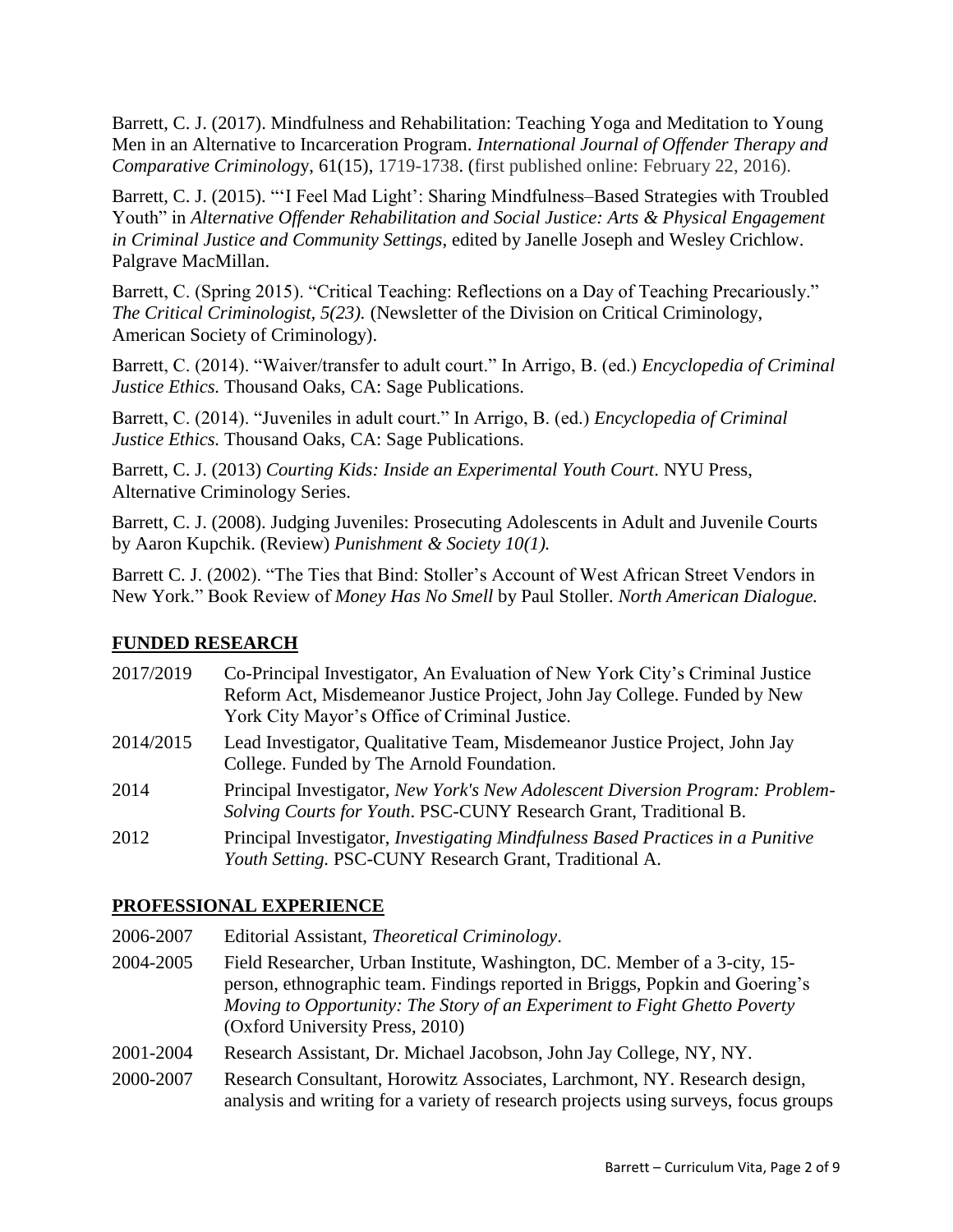Barrett, C. J. (2017). Mindfulness and Rehabilitation: Teaching Yoga and Meditation to Young Men in an Alternative to Incarceration Program. *International Journal of Offender Therapy and Comparative Criminology*, 61(15), 1719-1738. (first published online: February 22, 2016).

Barrett, C. J. (2015). "'I Feel Mad Light': Sharing Mindfulness–Based Strategies with Troubled Youth" in *Alternative Offender Rehabilitation and Social Justice: Arts & Physical Engagement in Criminal Justice and Community Settings*, edited by Janelle Joseph and Wesley Crichlow. Palgrave MacMillan.

Barrett, C. (Spring 2015). "Critical Teaching: Reflections on a Day of Teaching Precariously." *The Critical Criminologist, 5(23).* (Newsletter of the Division on Critical Criminology, American Society of Criminology).

Barrett, C. (2014). "Waiver/transfer to adult court." In Arrigo, B. (ed.) *Encyclopedia of Criminal Justice Ethics.* Thousand Oaks, CA: Sage Publications.

Barrett, C. (2014). "Juveniles in adult court." In Arrigo, B. (ed.) *Encyclopedia of Criminal Justice Ethics.* Thousand Oaks, CA: Sage Publications.

Barrett, C. J. (2013) *Courting Kids: Inside an Experimental Youth Court*. NYU Press, Alternative Criminology Series.

Barrett, C. J. (2008). Judging Juveniles: Prosecuting Adolescents in Adult and Juvenile Courts by Aaron Kupchik. (Review) *Punishment & Society 10(1).*

Barrett C. J. (2002). "The Ties that Bind: Stoller's Account of West African Street Vendors in New York." Book Review of *Money Has No Smell* by Paul Stoller. *North American Dialogue.*

## FUNDED RESEARCH

| | |
|---|---|
| 2017/2019 | Co-Principal Investigator, An Evaluation of New York City's Criminal Justice Reform Act, Misdemeanor Justice Project, John Jay College. Funded by New York City Mayor's Office of Criminal Justice. |
| 2014/2015 | Lead Investigator, Qualitative Team, Misdemeanor Justice Project, John Jay College. Funded by The Arnold Foundation. |
| 2014 | Principal Investigator, *New York's New Adolescent Diversion Program: Problem-Solving Courts for Youth*. PSC-CUNY Research Grant, Traditional B. |
| 2012 | Principal Investigator, *Investigating Mindfulness Based Practices in a Punitive Youth Setting.* PSC-CUNY Research Grant, Traditional A. |

## PROFESSIONAL EXPERIENCE

| | |
|---|---|
| 2006-2007 | Editorial Assistant, *Theoretical Criminology*. |
| 2004-2005 | Field Researcher, Urban Institute, Washington, DC. Member of a 3-city, 15-person, ethnographic team. Findings reported in Briggs, Popkin and Goering's *Moving to Opportunity: The Story of an Experiment to Fight Ghetto Poverty* (Oxford University Press, 2010) |
| 2001-2004 | Research Assistant, Dr. Michael Jacobson, John Jay College, NY, NY. |
| 2000-2007 | Research Consultant, Horowitz Associates, Larchmont, NY. Research design, analysis and writing for a variety of research projects using surveys, focus groups |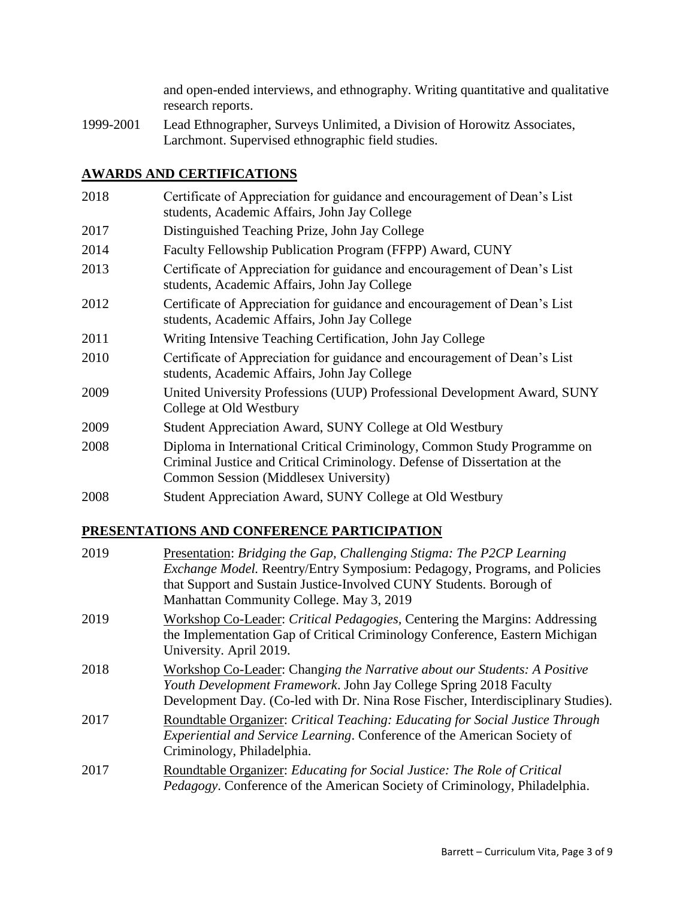and open-ended interviews, and ethnography. Writing quantitative and qualitative research reports.

1999-2001 Lead Ethnographer, Surveys Unlimited, a Division of Horowitz Associates, Larchmont. Supervised ethnographic field studies.

## AWARDS AND CERTIFICATIONS

2018 Certificate of Appreciation for guidance and encouragement of Dean's List students, Academic Affairs, John Jay College

2017 Distinguished Teaching Prize, John Jay College

2014 Faculty Fellowship Publication Program (FFPP) Award, CUNY

2013 Certificate of Appreciation for guidance and encouragement of Dean's List students, Academic Affairs, John Jay College

2012 Certificate of Appreciation for guidance and encouragement of Dean's List students, Academic Affairs, John Jay College

2011 Writing Intensive Teaching Certification, John Jay College

2010 Certificate of Appreciation for guidance and encouragement of Dean's List students, Academic Affairs, John Jay College

2009 United University Professions (UUP) Professional Development Award, SUNY College at Old Westbury

2009 Student Appreciation Award, SUNY College at Old Westbury

2008 Diploma in International Critical Criminology, Common Study Programme on Criminal Justice and Critical Criminology. Defense of Dissertation at the Common Session (Middlesex University)

2008 Student Appreciation Award, SUNY College at Old Westbury

## PRESENTATIONS AND CONFERENCE PARTICIPATION

2019 Presentation: *Bridging the Gap, Challenging Stigma: The P2CP Learning Exchange Model.* Reentry/Entry Symposium: Pedagogy, Programs, and Policies that Support and Sustain Justice-Involved CUNY Students. Borough of Manhattan Community College. May 3, 2019

2019 Workshop Co-Leader: *Critical Pedagogies,* Centering the Margins: Addressing the Implementation Gap of Critical Criminology Conference, Eastern Michigan University. April 2019.

2018 Workshop Co-Leader: *Changing the Narrative about our Students: A Positive Youth Development Framework*. John Jay College Spring 2018 Faculty Development Day. (Co-led with Dr. Nina Rose Fischer, Interdisciplinary Studies).

2017 Roundtable Organizer: *Critical Teaching: Educating for Social Justice Through Experiential and Service Learning*. Conference of the American Society of Criminology, Philadelphia.

2017 Roundtable Organizer: *Educating for Social Justice: The Role of Critical Pedagogy*. Conference of the American Society of Criminology, Philadelphia.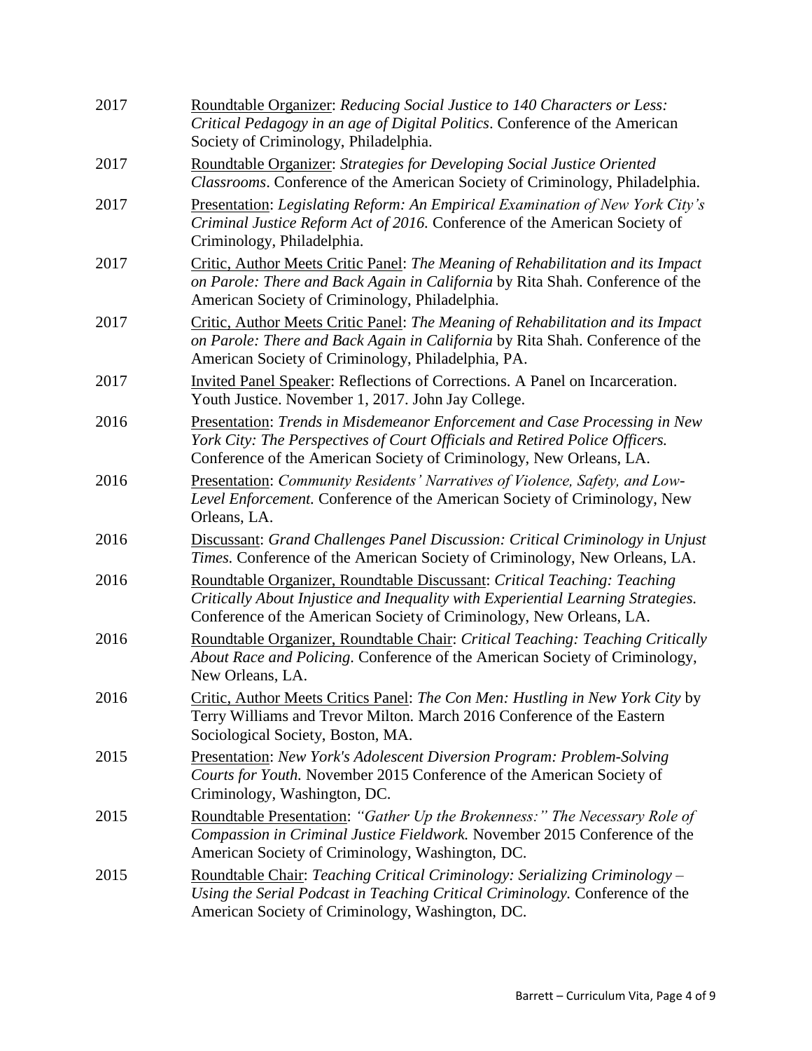2017 Roundtable Organizer: *Reducing Social Justice to 140 Characters or Less: Critical Pedagogy in an age of Digital Politics*. Conference of the American Society of Criminology, Philadelphia.

2017 Roundtable Organizer: *Strategies for Developing Social Justice Oriented Classrooms*. Conference of the American Society of Criminology, Philadelphia.

2017 Presentation: *Legislating Reform: An Empirical Examination of New York City's Criminal Justice Reform Act of 2016.* Conference of the American Society of Criminology, Philadelphia.

2017 Critic, Author Meets Critic Panel: *The Meaning of Rehabilitation and its Impact on Parole: There and Back Again in California* by Rita Shah. Conference of the American Society of Criminology, Philadelphia.

2017 Critic, Author Meets Critic Panel: *The Meaning of Rehabilitation and its Impact on Parole: There and Back Again in California* by Rita Shah. Conference of the American Society of Criminology, Philadelphia, PA.

2017 Invited Panel Speaker: Reflections of Corrections. A Panel on Incarceration. Youth Justice. November 1, 2017. John Jay College.

2016 Presentation: *Trends in Misdemeanor Enforcement and Case Processing in New York City: The Perspectives of Court Officials and Retired Police Officers.* Conference of the American Society of Criminology, New Orleans, LA.

2016 Presentation: *Community Residents' Narratives of Violence, Safety, and Low-Level Enforcement.* Conference of the American Society of Criminology, New Orleans, LA.

2016 Discussant: *Grand Challenges Panel Discussion: Critical Criminology in Unjust Times.* Conference of the American Society of Criminology, New Orleans, LA.

2016 Roundtable Organizer, Roundtable Discussant: *Critical Teaching: Teaching Critically About Injustice and Inequality with Experiential Learning Strategies.* Conference of the American Society of Criminology, New Orleans, LA.

2016 Roundtable Organizer, Roundtable Chair: *Critical Teaching: Teaching Critically About Race and Policing*. Conference of the American Society of Criminology, New Orleans, LA.

2016 Critic, Author Meets Critics Panel: *The Con Men: Hustling in New York City* by Terry Williams and Trevor Milton. March 2016 Conference of the Eastern Sociological Society, Boston, MA.

2015 Presentation: *New York's Adolescent Diversion Program: Problem-Solving Courts for Youth.* November 2015 Conference of the American Society of Criminology, Washington, DC.

2015 Roundtable Presentation: *"Gather Up the Brokenness:" The Necessary Role of Compassion in Criminal Justice Fieldwork.* November 2015 Conference of the American Society of Criminology, Washington, DC.

2015 Roundtable Chair: *Teaching Critical Criminology: Serializing Criminology – Using the Serial Podcast in Teaching Critical Criminology.* Conference of the American Society of Criminology, Washington, DC.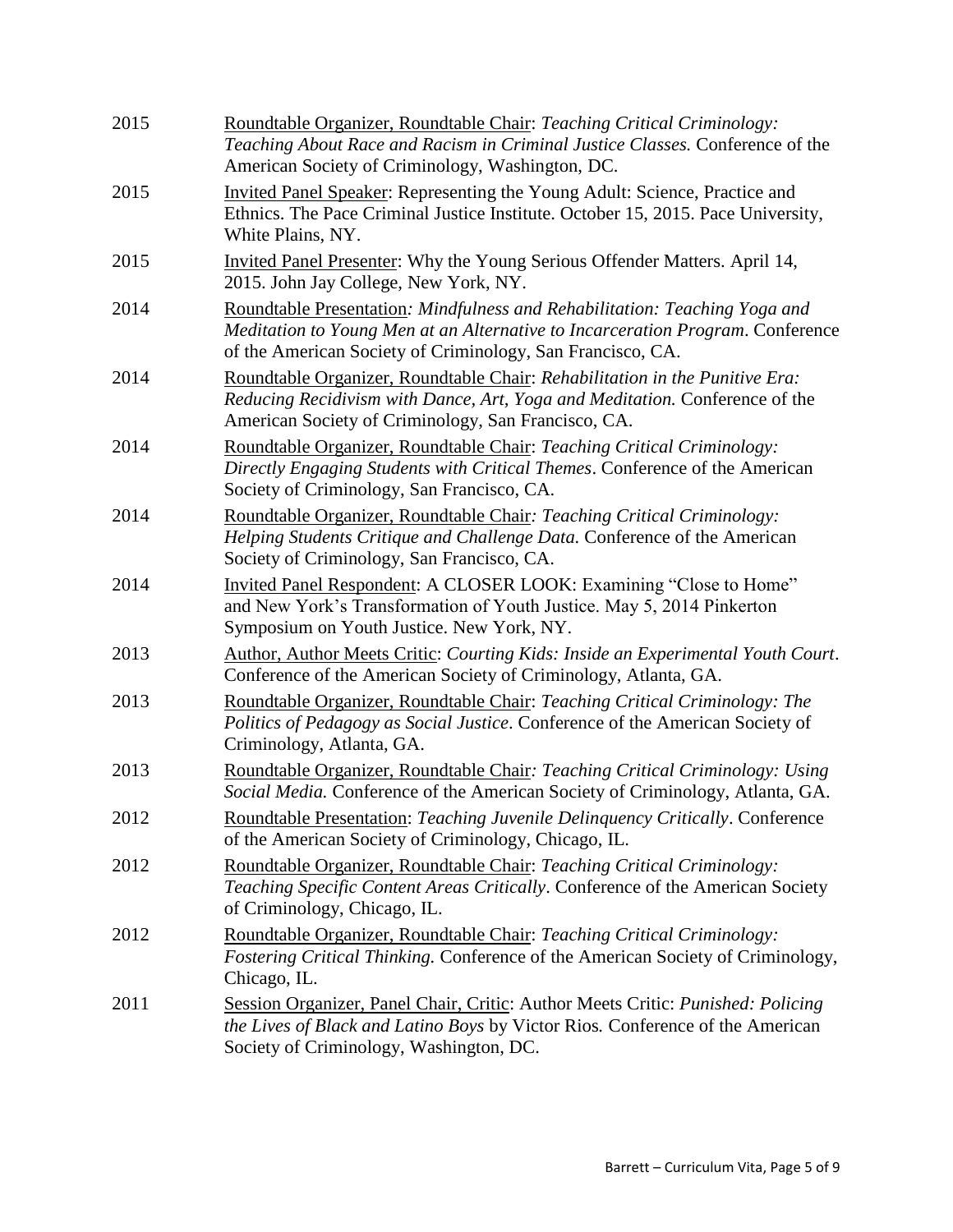2015 Roundtable Organizer, Roundtable Chair: *Teaching Critical Criminology: Teaching About Race and Racism in Criminal Justice Classes.* Conference of the American Society of Criminology, Washington, DC.

2015 Invited Panel Speaker: Representing the Young Adult: Science, Practice and Ethnics. The Pace Criminal Justice Institute. October 15, 2015. Pace University, White Plains, NY.

2015 Invited Panel Presenter: Why the Young Serious Offender Matters. April 14, 2015. John Jay College, New York, NY.

2014 Roundtable Presentation*: Mindfulness and Rehabilitation: Teaching Yoga and Meditation to Young Men at an Alternative to Incarceration Program*. Conference of the American Society of Criminology, San Francisco, CA.

2014 Roundtable Organizer, Roundtable Chair: *Rehabilitation in the Punitive Era: Reducing Recidivism with Dance, Art, Yoga and Meditation.* Conference of the American Society of Criminology, San Francisco, CA.

2014 Roundtable Organizer, Roundtable Chair: *Teaching Critical Criminology: Directly Engaging Students with Critical Themes*. Conference of the American Society of Criminology, San Francisco, CA.

2014 Roundtable Organizer, Roundtable Chair*: Teaching Critical Criminology: Helping Students Critique and Challenge Data.* Conference of the American Society of Criminology, San Francisco, CA.

2014 Invited Panel Respondent: A CLOSER LOOK: Examining "Close to Home" and New York's Transformation of Youth Justice. May 5, 2014 Pinkerton Symposium on Youth Justice. New York, NY.

2013 Author, Author Meets Critic: *Courting Kids: Inside an Experimental Youth Court*. Conference of the American Society of Criminology, Atlanta, GA.

2013 Roundtable Organizer, Roundtable Chair: *Teaching Critical Criminology: The Politics of Pedagogy as Social Justice*. Conference of the American Society of Criminology, Atlanta, GA.

2013 Roundtable Organizer, Roundtable Chair*: Teaching Critical Criminology: Using Social Media.* Conference of the American Society of Criminology, Atlanta, GA.

2012 Roundtable Presentation: *Teaching Juvenile Delinquency Critically*. Conference of the American Society of Criminology, Chicago, IL.

2012 Roundtable Organizer, Roundtable Chair: *Teaching Critical Criminology: Teaching Specific Content Areas Critically*. Conference of the American Society of Criminology, Chicago, IL.

2012 Roundtable Organizer, Roundtable Chair: *Teaching Critical Criminology: Fostering Critical Thinking.* Conference of the American Society of Criminology, Chicago, IL.

2011 Session Organizer, Panel Chair, Critic: Author Meets Critic: *Punished: Policing the Lives of Black and Latino Boys* by Victor Rios*.* Conference of the American Society of Criminology, Washington, DC.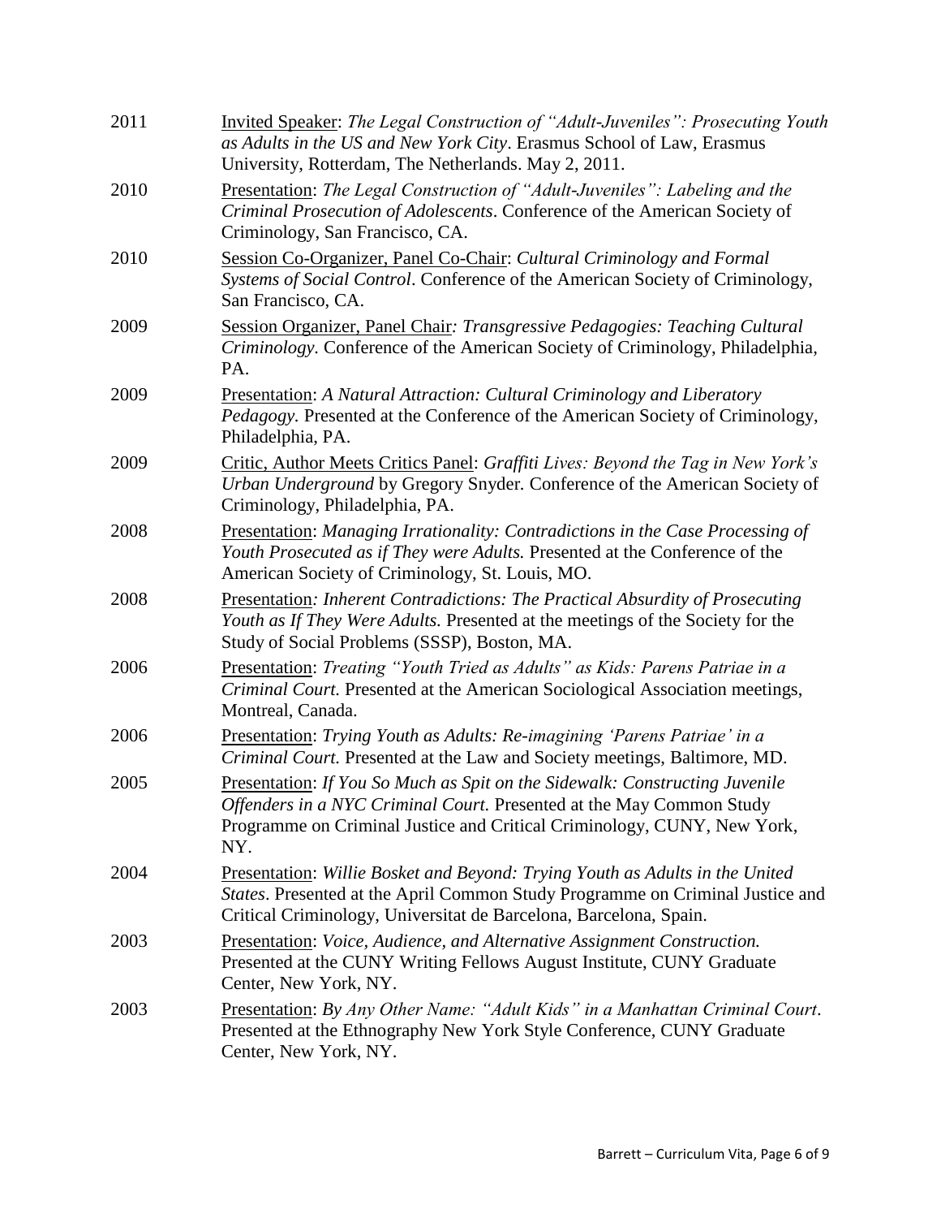2011 — <u>Invited Speaker</u>: *The Legal Construction of "Adult-Juveniles": Prosecuting Youth as Adults in the US and New York City*. Erasmus School of Law, Erasmus University, Rotterdam, The Netherlands. May 2, 2011.

2010 — <u>Presentation</u>: *The Legal Construction of "Adult-Juveniles": Labeling and the Criminal Prosecution of Adolescents*. Conference of the American Society of Criminology, San Francisco, CA.

2010 — <u>Session Co-Organizer, Panel Co-Chair</u>: *Cultural Criminology and Formal Systems of Social Control*. Conference of the American Society of Criminology, San Francisco, CA.

2009 — <u>Session Organizer, Panel Chair</u>*: Transgressive Pedagogies: Teaching Cultural Criminology*. Conference of the American Society of Criminology, Philadelphia, PA.

2009 — <u>Presentation</u>: *A Natural Attraction: Cultural Criminology and Liberatory Pedagogy.* Presented at the Conference of the American Society of Criminology, Philadelphia, PA.

2009 — <u>Critic, Author Meets Critics Panel</u>: *Graffiti Lives: Beyond the Tag in New York's Urban Underground* by Gregory Snyder. Conference of the American Society of Criminology, Philadelphia, PA.

2008 — <u>Presentation</u>: *Managing Irrationality: Contradictions in the Case Processing of Youth Prosecuted as if They were Adults.* Presented at the Conference of the American Society of Criminology, St. Louis, MO.

2008 — <u>Presentation</u>*: Inherent Contradictions: The Practical Absurdity of Prosecuting Youth as If They Were Adults.* Presented at the meetings of the Society for the Study of Social Problems (SSSP), Boston, MA.

2006 — <u>Presentation</u>: *Treating "Youth Tried as Adults" as Kids: Parens Patriae in a Criminal Court.* Presented at the American Sociological Association meetings, Montreal, Canada.

2006 — <u>Presentation</u>: *Trying Youth as Adults: Re-imagining 'Parens Patriae' in a Criminal Court.* Presented at the Law and Society meetings, Baltimore, MD.

2005 — <u>Presentation</u>: *If You So Much as Spit on the Sidewalk: Constructing Juvenile Offenders in a NYC Criminal Court.* Presented at the May Common Study Programme on Criminal Justice and Critical Criminology, CUNY, New York, NY.

2004 — <u>Presentation</u>: *Willie Bosket and Beyond: Trying Youth as Adults in the United States*. Presented at the April Common Study Programme on Criminal Justice and Critical Criminology, Universitat de Barcelona, Barcelona, Spain.

2003 — <u>Presentation</u>: *Voice, Audience, and Alternative Assignment Construction.* Presented at the CUNY Writing Fellows August Institute, CUNY Graduate Center, New York, NY.

2003 — <u>Presentation</u>: *By Any Other Name: "Adult Kids" in a Manhattan Criminal Court*. Presented at the Ethnography New York Style Conference, CUNY Graduate Center, New York, NY.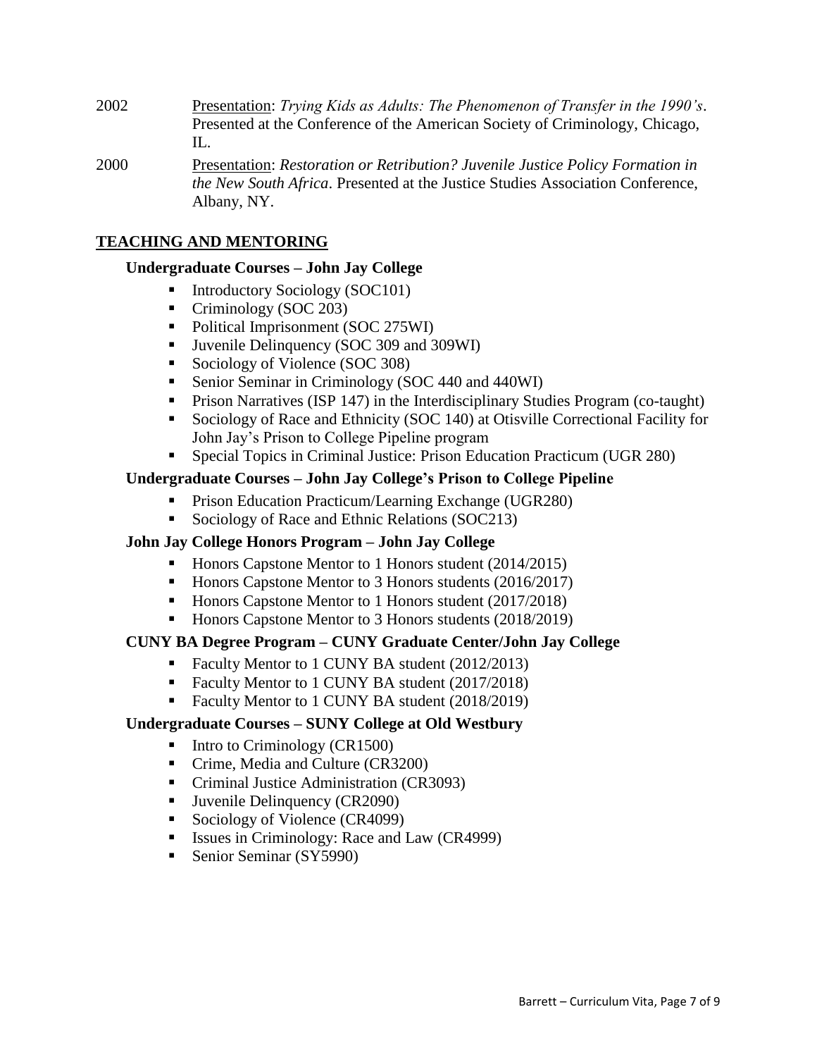2002 Presentation: *Trying Kids as Adults: The Phenomenon of Transfer in the 1990's*. Presented at the Conference of the American Society of Criminology, Chicago, IL.

2000 Presentation: *Restoration or Retribution? Juvenile Justice Policy Formation in the New South Africa*. Presented at the Justice Studies Association Conference, Albany, NY.

## TEACHING AND MENTORING

### Undergraduate Courses – John Jay College

- Introductory Sociology (SOC101)
- Criminology (SOC 203)
- Political Imprisonment (SOC 275WI)
- Juvenile Delinquency (SOC 309 and 309WI)
- Sociology of Violence (SOC 308)
- Senior Seminar in Criminology (SOC 440 and 440WI)
- Prison Narratives (ISP 147) in the Interdisciplinary Studies Program (co-taught)
- Sociology of Race and Ethnicity (SOC 140) at Otisville Correctional Facility for John Jay's Prison to College Pipeline program
- Special Topics in Criminal Justice: Prison Education Practicum (UGR 280)

### Undergraduate Courses – John Jay College's Prison to College Pipeline

- Prison Education Practicum/Learning Exchange (UGR280)
- Sociology of Race and Ethnic Relations (SOC213)

### John Jay College Honors Program – John Jay College

- Honors Capstone Mentor to 1 Honors student (2014/2015)
- Honors Capstone Mentor to 3 Honors students (2016/2017)
- Honors Capstone Mentor to 1 Honors student (2017/2018)
- Honors Capstone Mentor to 3 Honors students (2018/2019)

### CUNY BA Degree Program – CUNY Graduate Center/John Jay College

- Faculty Mentor to 1 CUNY BA student (2012/2013)
- Faculty Mentor to 1 CUNY BA student (2017/2018)
- Faculty Mentor to 1 CUNY BA student (2018/2019)

### Undergraduate Courses – SUNY College at Old Westbury

- Intro to Criminology (CR1500)
- Crime, Media and Culture (CR3200)
- Criminal Justice Administration (CR3093)
- Juvenile Delinquency (CR2090)
- Sociology of Violence (CR4099)
- Issues in Criminology: Race and Law (CR4999)
- Senior Seminar (SY5990)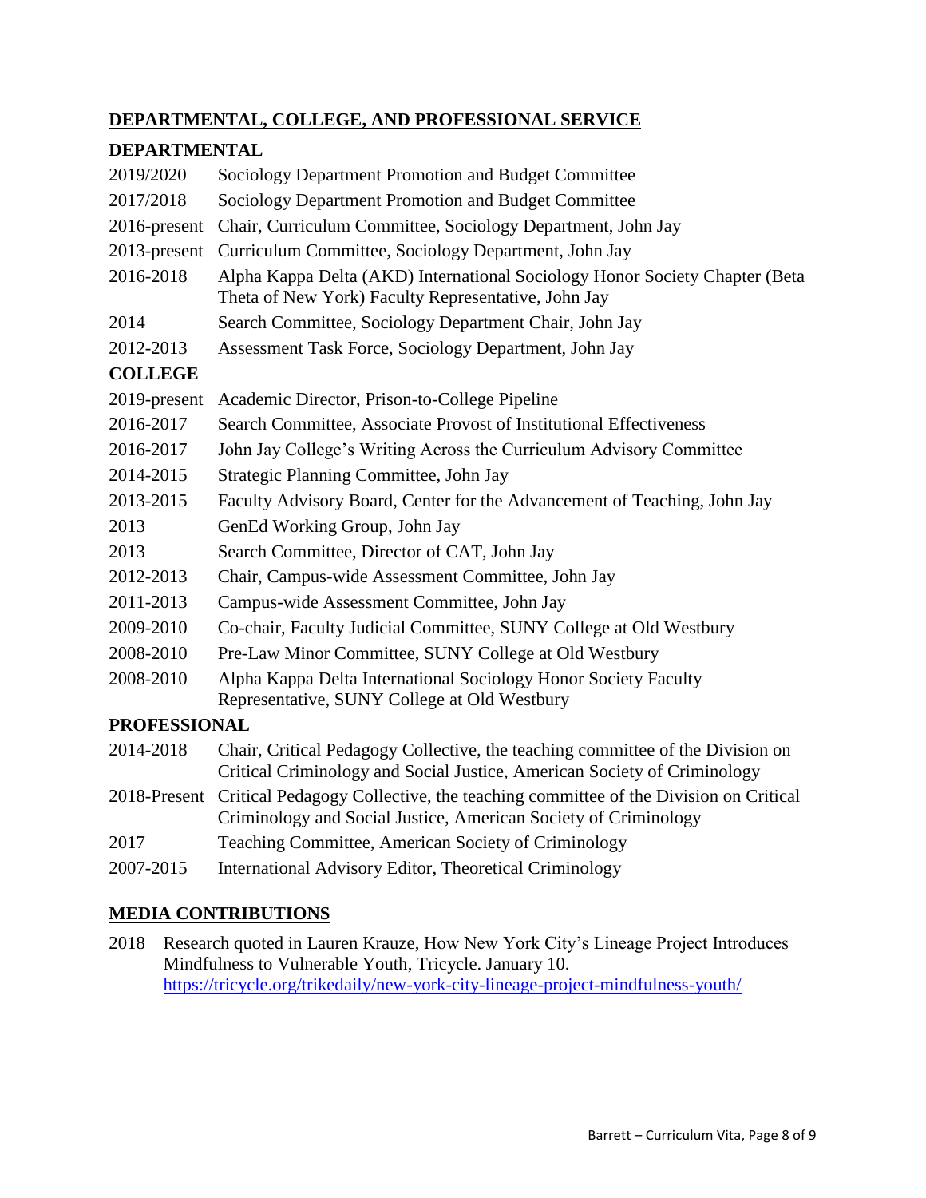## DEPARTMENTAL, COLLEGE, AND PROFESSIONAL SERVICE

### DEPARTMENTAL

2019/2020 Sociology Department Promotion and Budget Committee

2017/2018 Sociology Department Promotion and Budget Committee

2016-present Chair, Curriculum Committee, Sociology Department, John Jay

2013-present Curriculum Committee, Sociology Department, John Jay

2016-2018 Alpha Kappa Delta (AKD) International Sociology Honor Society Chapter (Beta Theta of New York) Faculty Representative, John Jay

2014 Search Committee, Sociology Department Chair, John Jay

2012-2013 Assessment Task Force, Sociology Department, John Jay

### COLLEGE

2019-present Academic Director, Prison-to-College Pipeline

2016-2017 Search Committee, Associate Provost of Institutional Effectiveness

2016-2017 John Jay College's Writing Across the Curriculum Advisory Committee

2014-2015 Strategic Planning Committee, John Jay

2013-2015 Faculty Advisory Board, Center for the Advancement of Teaching, John Jay

2013 GenEd Working Group, John Jay

2013 Search Committee, Director of CAT, John Jay

2012-2013 Chair, Campus-wide Assessment Committee, John Jay

2011-2013 Campus-wide Assessment Committee, John Jay

2009-2010 Co-chair, Faculty Judicial Committee, SUNY College at Old Westbury

2008-2010 Pre-Law Minor Committee, SUNY College at Old Westbury

2008-2010 Alpha Kappa Delta International Sociology Honor Society Faculty Representative, SUNY College at Old Westbury

### PROFESSIONAL

2014-2018 Chair, Critical Pedagogy Collective, the teaching committee of the Division on Critical Criminology and Social Justice, American Society of Criminology

2018-Present Critical Pedagogy Collective, the teaching committee of the Division on Critical Criminology and Social Justice, American Society of Criminology

2017 Teaching Committee, American Society of Criminology

2007-2015 International Advisory Editor, Theoretical Criminology

## MEDIA CONTRIBUTIONS

2018 Research quoted in Lauren Krauze, How New York City's Lineage Project Introduces Mindfulness to Vulnerable Youth, Tricycle. January 10. https://tricycle.org/trikedaily/new-york-city-lineage-project-mindfulness-youth/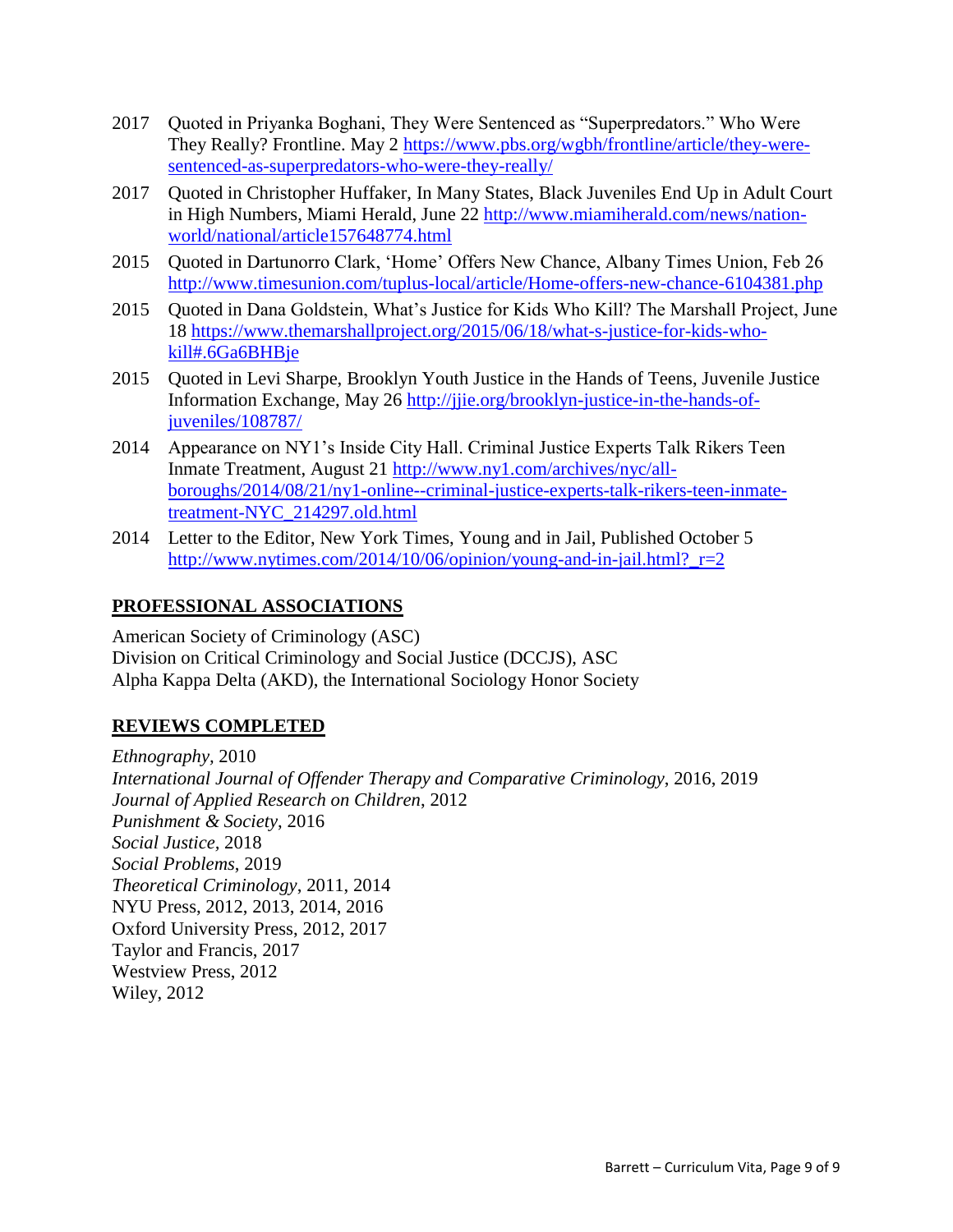2017 Quoted in Priyanka Boghani, They Were Sentenced as "Superpredators." Who Were They Really? Frontline. May 2 https://www.pbs.org/wgbh/frontline/article/they-were-sentenced-as-superpredators-who-were-they-really/

2017 Quoted in Christopher Huffaker, In Many States, Black Juveniles End Up in Adult Court in High Numbers, Miami Herald, June 22 http://www.miamiherald.com/news/nation-world/national/article157648774.html

2015 Quoted in Dartunorro Clark, 'Home' Offers New Chance, Albany Times Union, Feb 26 http://www.timesunion.com/tuplus-local/article/Home-offers-new-chance-6104381.php

2015 Quoted in Dana Goldstein, What's Justice for Kids Who Kill? The Marshall Project, June 18 https://www.themarshallproject.org/2015/06/18/what-s-justice-for-kids-who-kill#.6Ga6BHBje

2015 Quoted in Levi Sharpe, Brooklyn Youth Justice in the Hands of Teens, Juvenile Justice Information Exchange, May 26 http://jjie.org/brooklyn-justice-in-the-hands-of-juveniles/108787/

2014 Appearance on NY1's Inside City Hall. Criminal Justice Experts Talk Rikers Teen Inmate Treatment, August 21 http://www.ny1.com/archives/nyc/all-boroughs/2014/08/21/ny1-online--criminal-justice-experts-talk-rikers-teen-inmate-treatment-NYC_214297.old.html

2014 Letter to the Editor, New York Times, Young and in Jail, Published October 5 http://www.nytimes.com/2014/10/06/opinion/young-and-in-jail.html?_r=2

## PROFESSIONAL ASSOCIATIONS

American Society of Criminology (ASC)
Division on Critical Criminology and Social Justice (DCCJS), ASC
Alpha Kappa Delta (AKD), the International Sociology Honor Society

## REVIEWS COMPLETED

*Ethnography*, 2010
*International Journal of Offender Therapy and Comparative Criminology*, 2016, 2019
*Journal of Applied Research on Children*, 2012
*Punishment & Society*, 2016
*Social Justice*, 2018
*Social Problems*, 2019
*Theoretical Criminology*, 2011, 2014
NYU Press, 2012, 2013, 2014, 2016
Oxford University Press, 2012, 2017
Taylor and Francis, 2017
Westview Press, 2012
Wiley, 2012